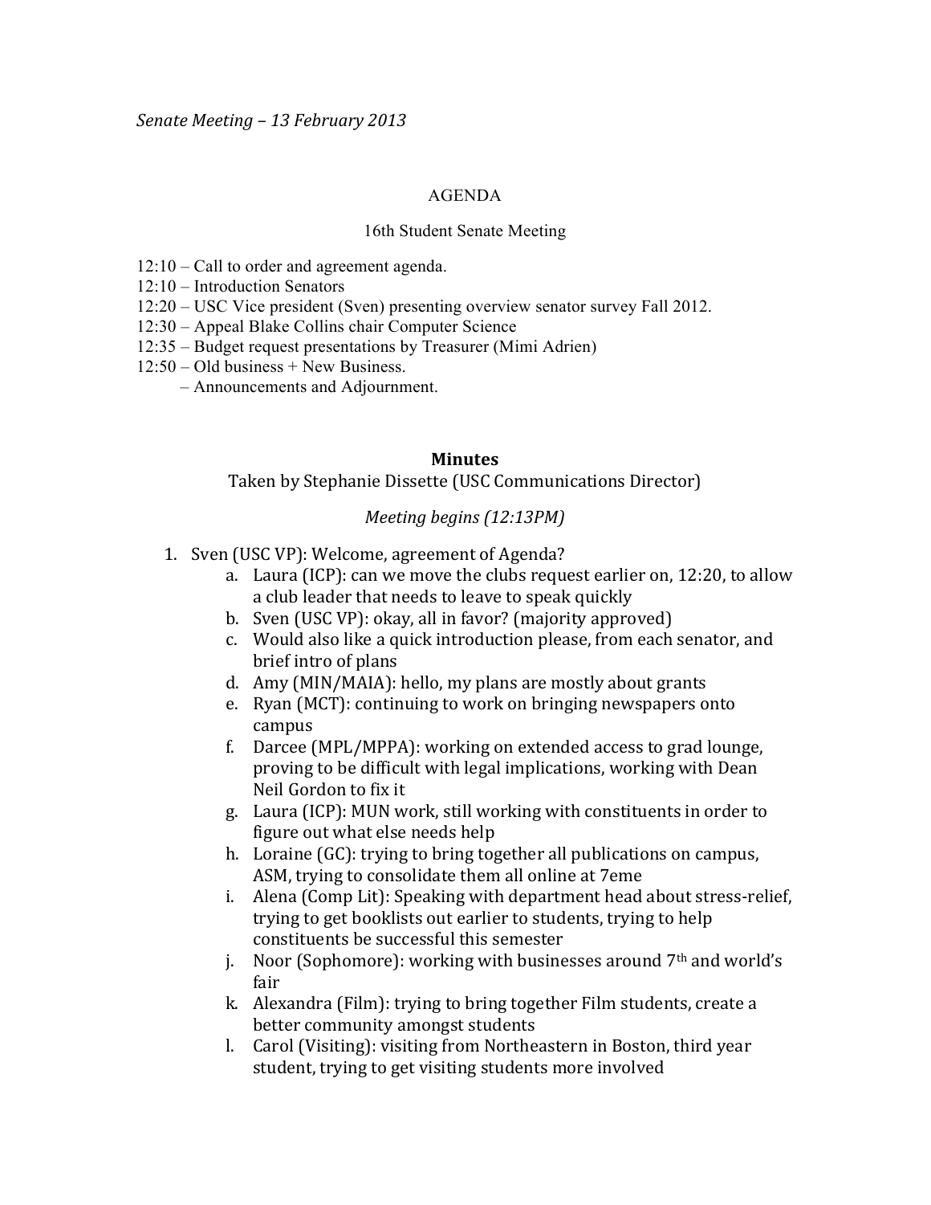*Senate Meeting – 13 February 2013*

AGENDA

16th Student Senate Meeting

12:10 – Call to order and agreement agenda.
12:10 – Introduction Senators
12:20 – USC Vice president (Sven) presenting overview senator survey Fall 2012.
12:30 – Appeal Blake Collins chair Computer Science
12:35 – Budget request presentations by Treasurer (Mimi Adrien)
12:50 – Old business + New Business.
– Announcements and Adjournment.

## Minutes

Taken by Stephanie Dissette (USC Communications Director)

*Meeting begins (12:13PM)*

1. Sven (USC VP): Welcome, agreement of Agenda?
   a. Laura (ICP): can we move the clubs request earlier on, 12:20, to allow a club leader that needs to leave to speak quickly
   b. Sven (USC VP): okay, all in favor? (majority approved)
   c. Would also like a quick introduction please, from each senator, and brief intro of plans
   d. Amy (MIN/MAIA): hello, my plans are mostly about grants
   e. Ryan (MCT): continuing to work on bringing newspapers onto campus
   f. Darcee (MPL/MPPA): working on extended access to grad lounge, proving to be difficult with legal implications, working with Dean Neil Gordon to fix it
   g. Laura (ICP): MUN work, still working with constituents in order to figure out what else needs help
   h. Loraine (GC): trying to bring together all publications on campus, ASM, trying to consolidate them all online at 7eme
   i. Alena (Comp Lit): Speaking with department head about stress-relief, trying to get booklists out earlier to students, trying to help constituents be successful this semester
   j. Noor (Sophomore): working with businesses around 7th and world's fair
   k. Alexandra (Film): trying to bring together Film students, create a better community amongst students
   l. Carol (Visiting): visiting from Northeastern in Boston, third year student, trying to get visiting students more involved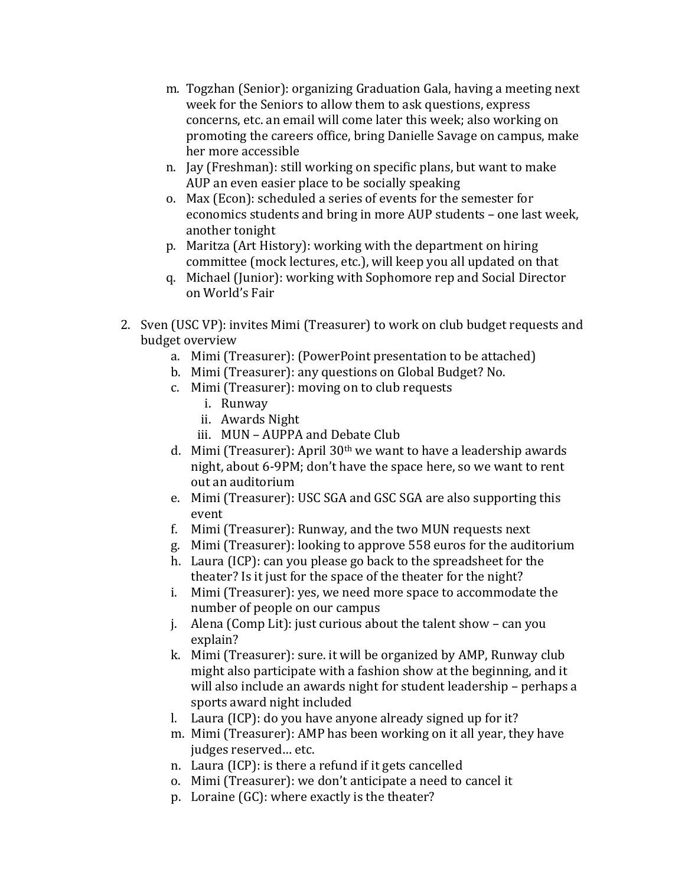m. Togzhan (Senior): organizing Graduation Gala, having a meeting next week for the Seniors to allow them to ask questions, express concerns, etc. an email will come later this week; also working on promoting the careers office, bring Danielle Savage on campus, make her more accessible

n. Jay (Freshman): still working on specific plans, but want to make AUP an even easier place to be socially speaking

o. Max (Econ): scheduled a series of events for the semester for economics students and bring in more AUP students – one last week, another tonight

p. Maritza (Art History): working with the department on hiring committee (mock lectures, etc.), will keep you all updated on that

q. Michael (Junior): working with Sophomore rep and Social Director on World's Fair

2. Sven (USC VP): invites Mimi (Treasurer) to work on club budget requests and budget overview
   a. Mimi (Treasurer): (PowerPoint presentation to be attached)
   b. Mimi (Treasurer): any questions on Global Budget? No.
   c. Mimi (Treasurer): moving on to club requests
      i. Runway
      ii. Awards Night
      iii. MUN – AUPPA and Debate Club
   d. Mimi (Treasurer): April 30th we want to have a leadership awards night, about 6-9PM; don't have the space here, so we want to rent out an auditorium
   e. Mimi (Treasurer): USC SGA and GSC SGA are also supporting this event
   f. Mimi (Treasurer): Runway, and the two MUN requests next
   g. Mimi (Treasurer): looking to approve 558 euros for the auditorium
   h. Laura (ICP): can you please go back to the spreadsheet for the theater? Is it just for the space of the theater for the night?
   i. Mimi (Treasurer): yes, we need more space to accommodate the number of people on our campus
   j. Alena (Comp Lit): just curious about the talent show – can you explain?
   k. Mimi (Treasurer): sure. it will be organized by AMP, Runway club might also participate with a fashion show at the beginning, and it will also include an awards night for student leadership – perhaps a sports award night included
   l. Laura (ICP): do you have anyone already signed up for it?
   m. Mimi (Treasurer): AMP has been working on it all year, they have judges reserved… etc.
   n. Laura (ICP): is there a refund if it gets cancelled
   o. Mimi (Treasurer): we don't anticipate a need to cancel it
   p. Loraine (GC): where exactly is the theater?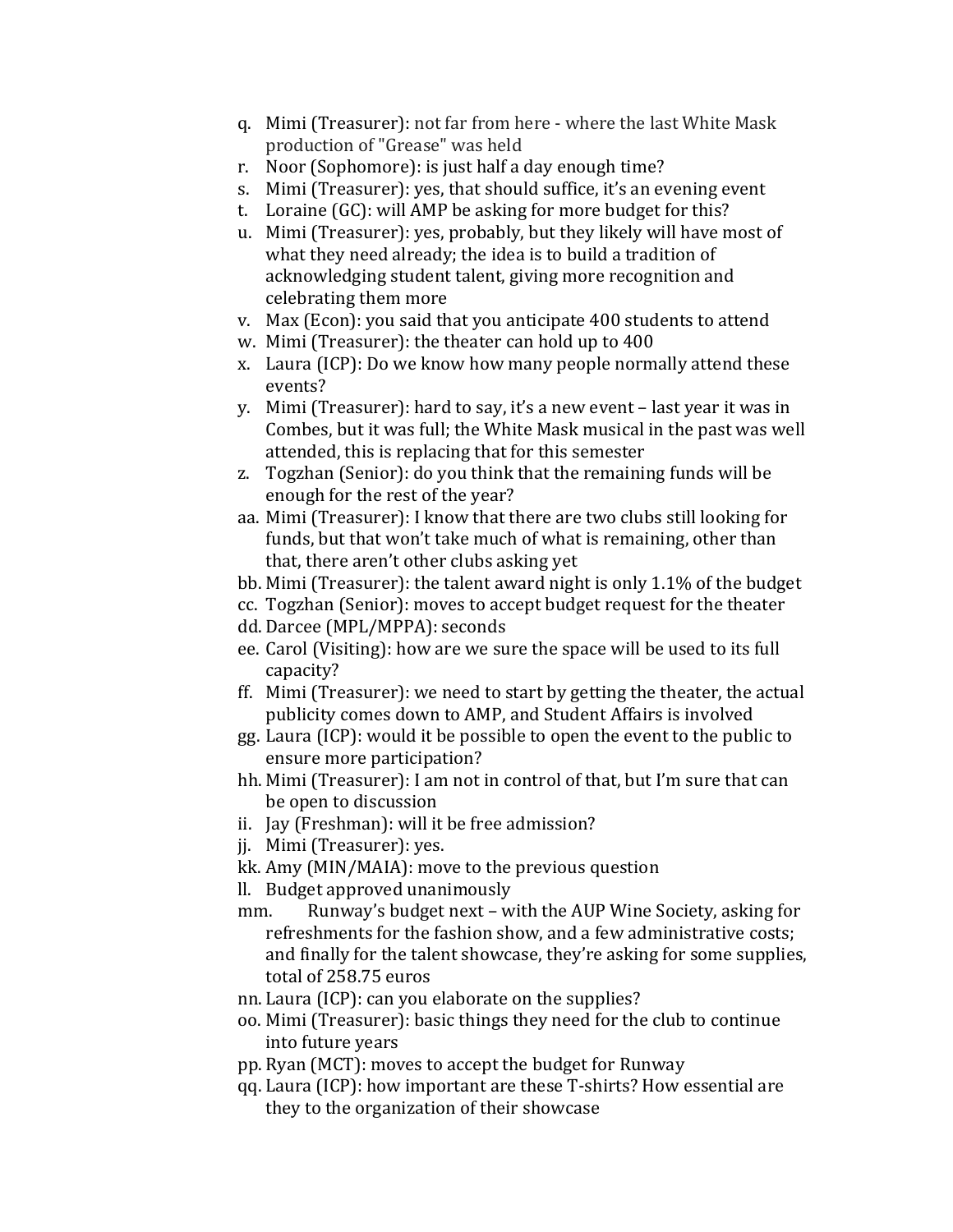q. Mimi (Treasurer): not far from here - where the last White Mask production of "Grease" was held
r. Noor (Sophomore): is just half a day enough time?
s. Mimi (Treasurer): yes, that should suffice, it's an evening event
t. Loraine (GC): will AMP be asking for more budget for this?
u. Mimi (Treasurer): yes, probably, but they likely will have most of what they need already; the idea is to build a tradition of acknowledging student talent, giving more recognition and celebrating them more
v. Max (Econ): you said that you anticipate 400 students to attend
w. Mimi (Treasurer): the theater can hold up to 400
x. Laura (ICP): Do we know how many people normally attend these events?
y. Mimi (Treasurer): hard to say, it's a new event – last year it was in Combes, but it was full; the White Mask musical in the past was well attended, this is replacing that for this semester
z. Togzhan (Senior): do you think that the remaining funds will be enough for the rest of the year?
aa. Mimi (Treasurer): I know that there are two clubs still looking for funds, but that won't take much of what is remaining, other than that, there aren't other clubs asking yet
bb. Mimi (Treasurer): the talent award night is only 1.1% of the budget
cc. Togzhan (Senior): moves to accept budget request for the theater
dd. Darcee (MPL/MPPA): seconds
ee. Carol (Visiting): how are we sure the space will be used to its full capacity?
ff. Mimi (Treasurer): we need to start by getting the theater, the actual publicity comes down to AMP, and Student Affairs is involved
gg. Laura (ICP): would it be possible to open the event to the public to ensure more participation?
hh. Mimi (Treasurer): I am not in control of that, but I'm sure that can be open to discussion
ii. Jay (Freshman): will it be free admission?
jj. Mimi (Treasurer): yes.
kk. Amy (MIN/MAIA): move to the previous question
ll. Budget approved unanimously
mm. Runway's budget next – with the AUP Wine Society, asking for refreshments for the fashion show, and a few administrative costs; and finally for the talent showcase, they're asking for some supplies, total of 258.75 euros
nn. Laura (ICP): can you elaborate on the supplies?
oo. Mimi (Treasurer): basic things they need for the club to continue into future years
pp. Ryan (MCT): moves to accept the budget for Runway
qq. Laura (ICP): how important are these T-shirts? How essential are they to the organization of their showcase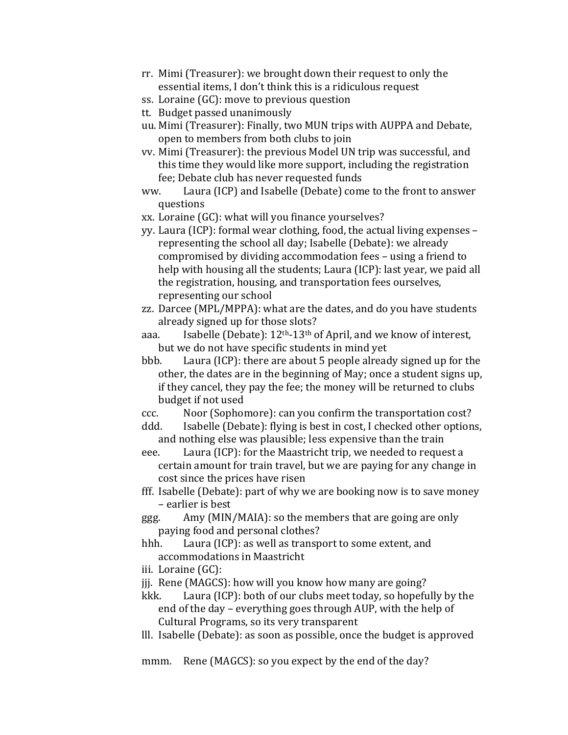rr. Mimi (Treasurer): we brought down their request to only the essential items, I don't think this is a ridiculous request

ss. Loraine (GC): move to previous question

tt. Budget passed unanimously

uu. Mimi (Treasurer): Finally, two MUN trips with AUPPA and Debate, open to members from both clubs to join

vv. Mimi (Treasurer): the previous Model UN trip was successful, and this time they would like more support, including the registration fee; Debate club has never requested funds

ww. Laura (ICP) and Isabelle (Debate) come to the front to answer questions

xx. Loraine (GC): what will you finance yourselves?

yy. Laura (ICP): formal wear clothing, food, the actual living expenses – representing the school all day; Isabelle (Debate): we already compromised by dividing accommodation fees – using a friend to help with housing all the students; Laura (ICP): last year, we paid all the registration, housing, and transportation fees ourselves, representing our school

zz. Darcee (MPL/MPPA): what are the dates, and do you have students already signed up for those slots?

aaa. Isabelle (Debate): 12th-13th of April, and we know of interest, but we do not have specific students in mind yet

bbb. Laura (ICP): there are about 5 people already signed up for the other, the dates are in the beginning of May; once a student signs up, if they cancel, they pay the fee; the money will be returned to clubs budget if not used

ccc. Noor (Sophomore): can you confirm the transportation cost?

ddd. Isabelle (Debate): flying is best in cost, I checked other options, and nothing else was plausible; less expensive than the train

eee. Laura (ICP): for the Maastricht trip, we needed to request a certain amount for train travel, but we are paying for any change in cost since the prices have risen

fff. Isabelle (Debate): part of why we are booking now is to save money – earlier is best

ggg. Amy (MIN/MAIA): so the members that are going are only paying food and personal clothes?

hhh. Laura (ICP): as well as transport to some extent, and accommodations in Maastricht

iii. Loraine (GC):

jjj. Rene (MAGCS): how will you know how many are going?

kkk. Laura (ICP): both of our clubs meet today, so hopefully by the end of the day – everything goes through AUP, with the help of Cultural Programs, so its very transparent

lll. Isabelle (Debate): as soon as possible, once the budget is approved

mmm. Rene (MAGCS): so you expect by the end of the day?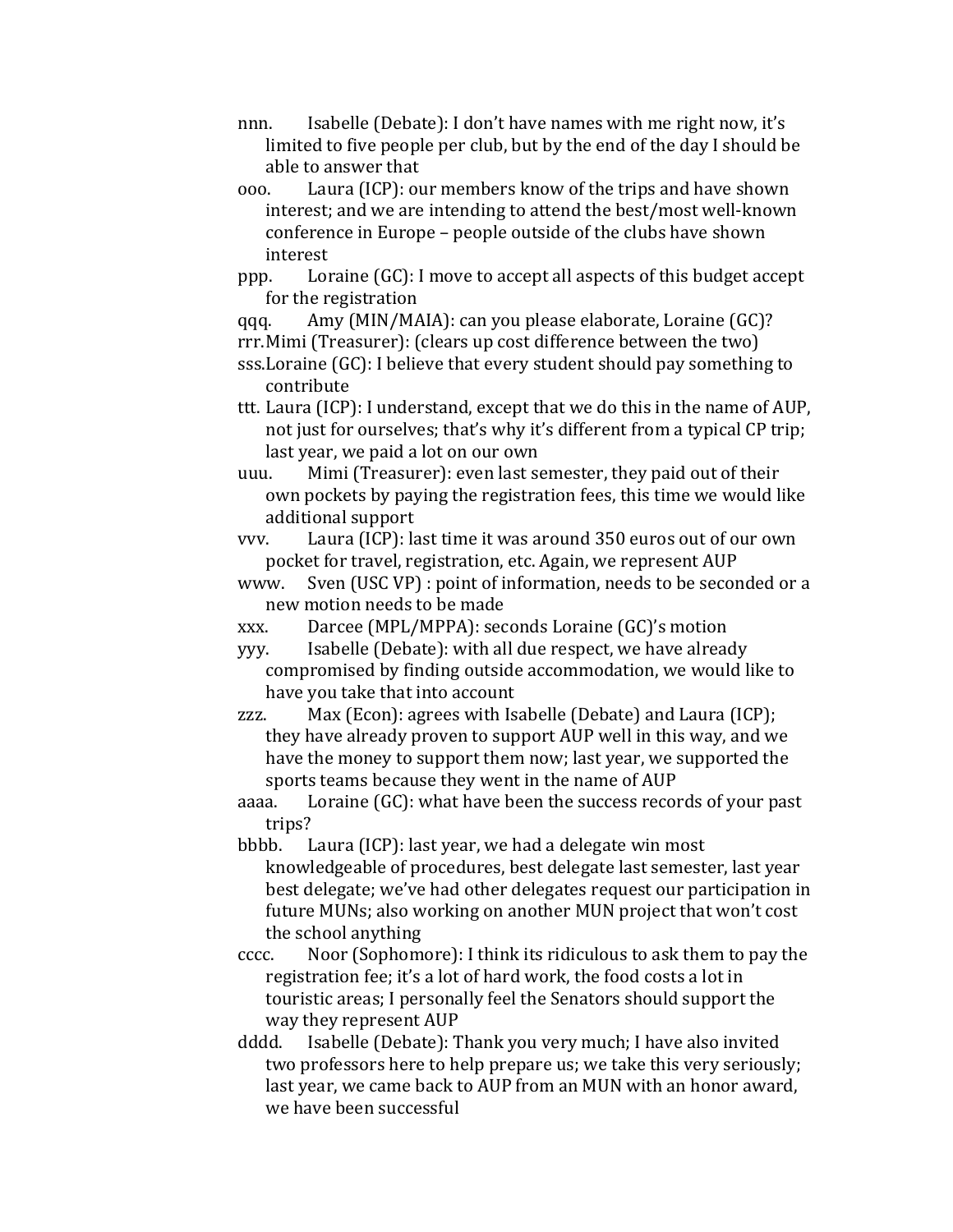nnn. Isabelle (Debate): I don't have names with me right now, it's limited to five people per club, but by the end of the day I should be able to answer that

ooo. Laura (ICP): our members know of the trips and have shown interest; and we are intending to attend the best/most well-known conference in Europe – people outside of the clubs have shown interest

ppp. Loraine (GC): I move to accept all aspects of this budget accept for the registration

qqq. Amy (MIN/MAIA): can you please elaborate, Loraine (GC)?

rrr. Mimi (Treasurer): (clears up cost difference between the two)

sss. Loraine (GC): I believe that every student should pay something to contribute

ttt. Laura (ICP): I understand, except that we do this in the name of AUP, not just for ourselves; that's why it's different from a typical CP trip; last year, we paid a lot on our own

uuu. Mimi (Treasurer): even last semester, they paid out of their own pockets by paying the registration fees, this time we would like additional support

vvv. Laura (ICP): last time it was around 350 euros out of our own pocket for travel, registration, etc. Again, we represent AUP

www. Sven (USC VP) : point of information, needs to be seconded or a new motion needs to be made

xxx. Darcee (MPL/MPPA): seconds Loraine (GC)'s motion

yyy. Isabelle (Debate): with all due respect, we have already compromised by finding outside accommodation, we would like to have you take that into account

zzz. Max (Econ): agrees with Isabelle (Debate) and Laura (ICP); they have already proven to support AUP well in this way, and we have the money to support them now; last year, we supported the sports teams because they went in the name of AUP

aaaa. Loraine (GC): what have been the success records of your past trips?

bbbb. Laura (ICP): last year, we had a delegate win most knowledgeable of procedures, best delegate last semester, last year best delegate; we've had other delegates request our participation in future MUNs; also working on another MUN project that won't cost the school anything

cccc. Noor (Sophomore): I think its ridiculous to ask them to pay the registration fee; it's a lot of hard work, the food costs a lot in touristic areas; I personally feel the Senators should support the way they represent AUP

dddd. Isabelle (Debate): Thank you very much; I have also invited two professors here to help prepare us; we take this very seriously; last year, we came back to AUP from an MUN with an honor award, we have been successful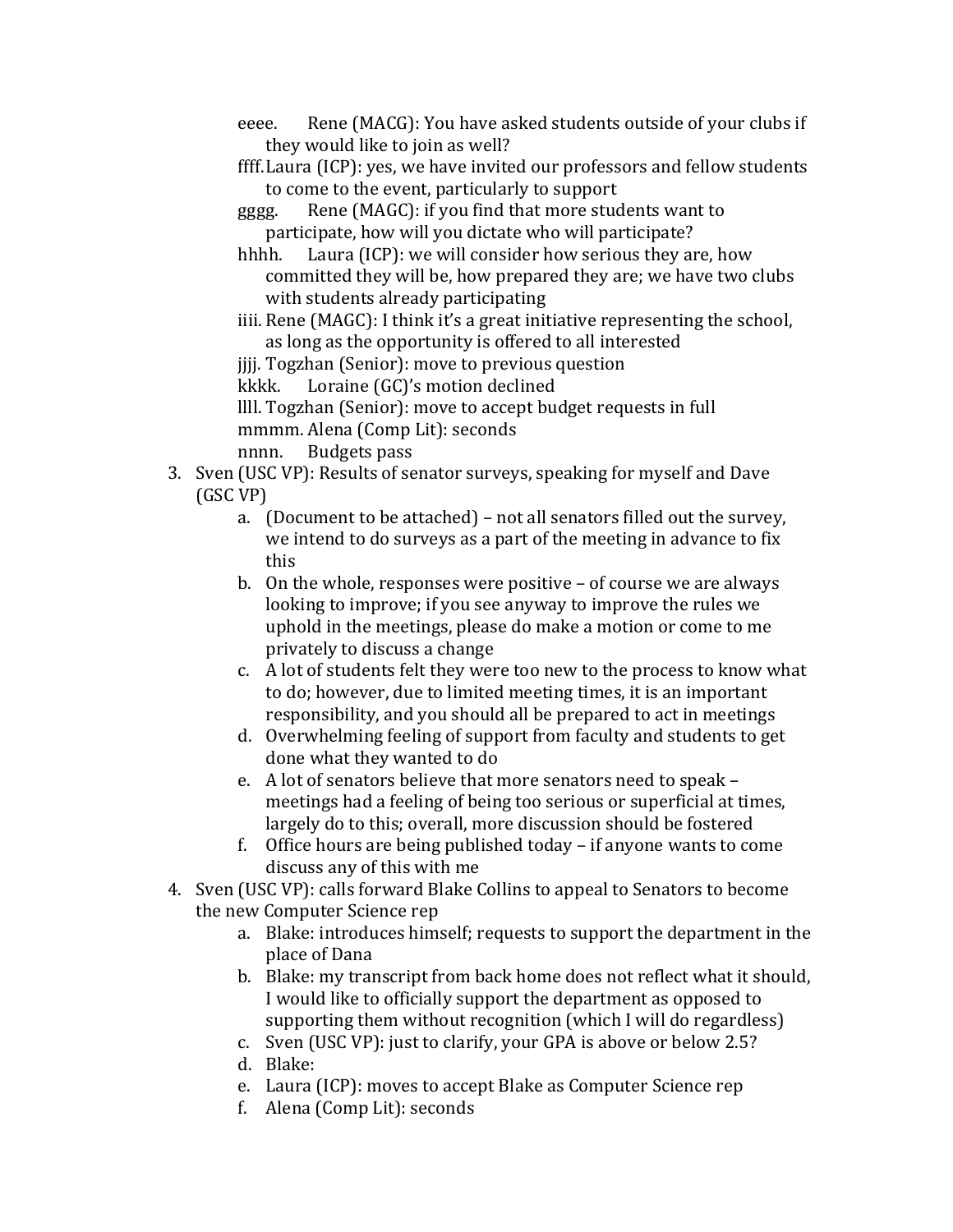eeee. Rene (MACG): You have asked students outside of your clubs if they would like to join as well?

ffff. Laura (ICP): yes, we have invited our professors and fellow students to come to the event, particularly to support

gggg. Rene (MAGC): if you find that more students want to participate, how will you dictate who will participate?

hhhh. Laura (ICP): we will consider how serious they are, how committed they will be, how prepared they are; we have two clubs with students already participating

iiii. Rene (MAGC): I think it's a great initiative representing the school, as long as the opportunity is offered to all interested

jjjj. Togzhan (Senior): move to previous question

kkkk. Loraine (GC)'s motion declined

llll. Togzhan (Senior): move to accept budget requests in full

mmmm. Alena (Comp Lit): seconds

nnnn. Budgets pass

3. Sven (USC VP): Results of senator surveys, speaking for myself and Dave (GSC VP)
    a. (Document to be attached) – not all senators filled out the survey, we intend to do surveys as a part of the meeting in advance to fix this
    b. On the whole, responses were positive – of course we are always looking to improve; if you see anyway to improve the rules we uphold in the meetings, please do make a motion or come to me privately to discuss a change
    c. A lot of students felt they were too new to the process to know what to do; however, due to limited meeting times, it is an important responsibility, and you should all be prepared to act in meetings
    d. Overwhelming feeling of support from faculty and students to get done what they wanted to do
    e. A lot of senators believe that more senators need to speak – meetings had a feeling of being too serious or superficial at times, largely do to this; overall, more discussion should be fostered
    f. Office hours are being published today – if anyone wants to come discuss any of this with me
4. Sven (USC VP): calls forward Blake Collins to appeal to Senators to become the new Computer Science rep
    a. Blake: introduces himself; requests to support the department in the place of Dana
    b. Blake: my transcript from back home does not reflect what it should, I would like to officially support the department as opposed to supporting them without recognition (which I will do regardless)
    c. Sven (USC VP): just to clarify, your GPA is above or below 2.5?
    d. Blake:
    e. Laura (ICP): moves to accept Blake as Computer Science rep
    f. Alena (Comp Lit): seconds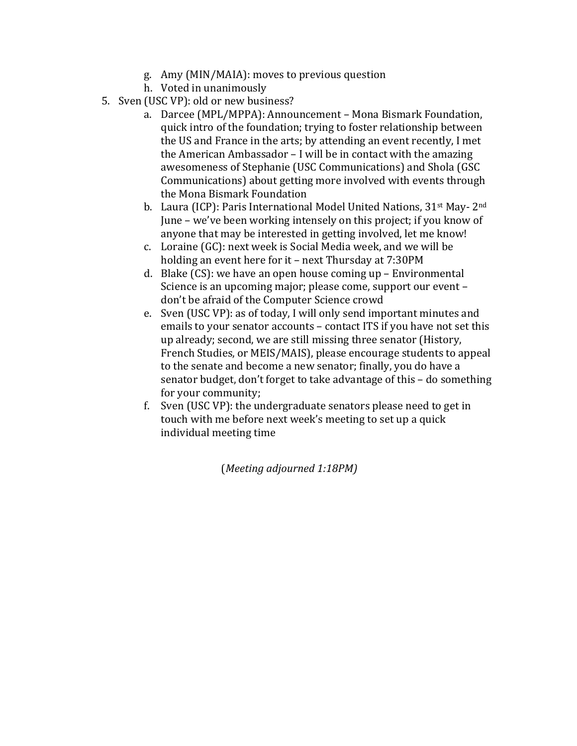g. Amy (MIN/MAIA): moves to previous question
   h. Voted in unanimously

5. Sven (USC VP): old or new business?
   a. Darcee (MPL/MPPA): Announcement – Mona Bismark Foundation, quick intro of the foundation; trying to foster relationship between the US and France in the arts; by attending an event recently, I met the American Ambassador – I will be in contact with the amazing awesomeness of Stephanie (USC Communications) and Shola (GSC Communications) about getting more involved with events through the Mona Bismark Foundation
   b. Laura (ICP): Paris International Model United Nations, 31st May- 2nd June – we've been working intensely on this project; if you know of anyone that may be interested in getting involved, let me know!
   c. Loraine (GC): next week is Social Media week, and we will be holding an event here for it – next Thursday at 7:30PM
   d. Blake (CS): we have an open house coming up – Environmental Science is an upcoming major; please come, support our event – don't be afraid of the Computer Science crowd
   e. Sven (USC VP): as of today, I will only send important minutes and emails to your senator accounts – contact ITS if you have not set this up already; second, we are still missing three senator (History, French Studies, or MEIS/MAIS), please encourage students to appeal to the senate and become a new senator; finally, you do have a senator budget, don't forget to take advantage of this – do something for your community;
   f. Sven (USC VP): the undergraduate senators please need to get in touch with me before next week's meeting to set up a quick individual meeting time

(*Meeting adjourned 1:18PM)*